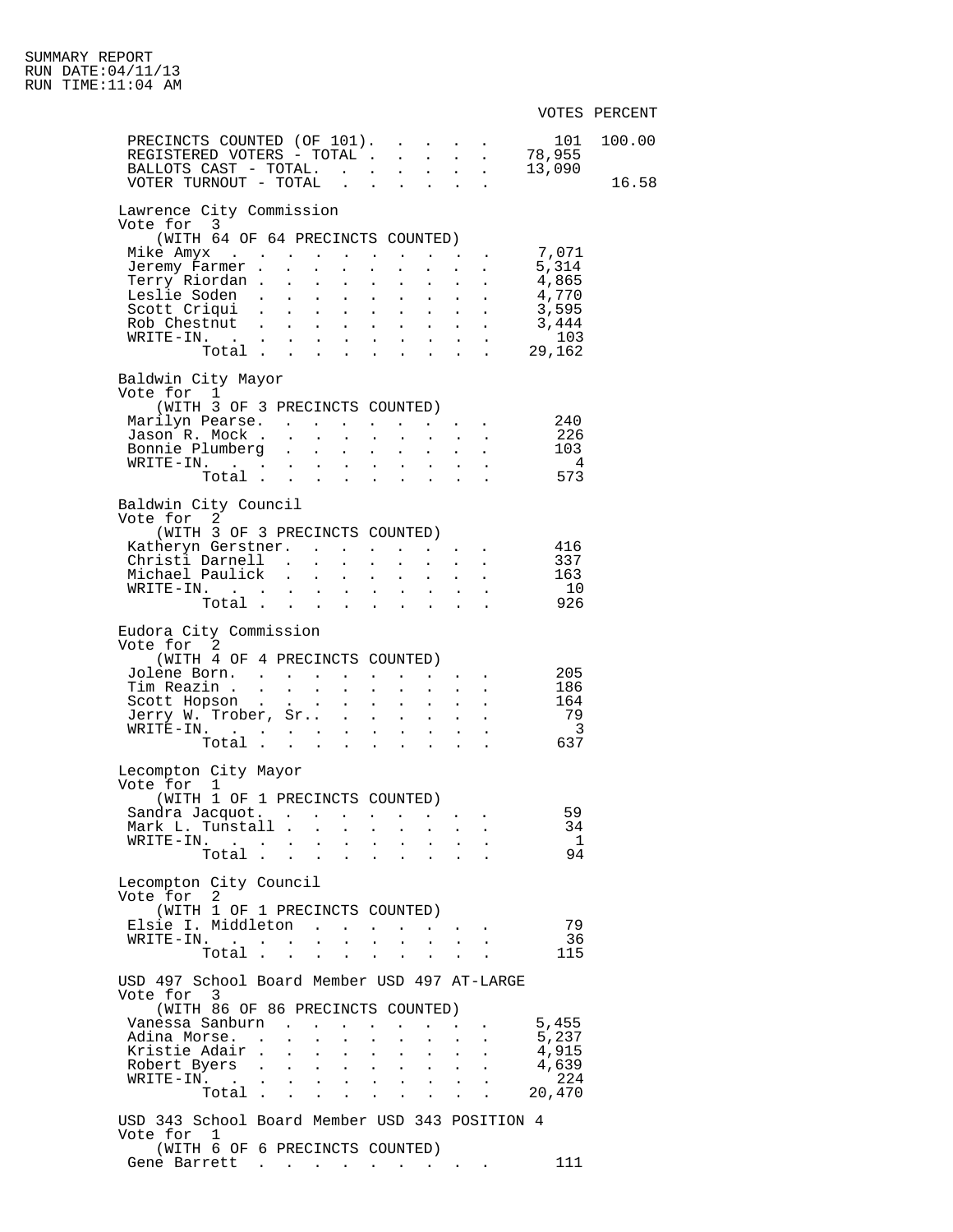SUMMARY REPORT
RUN DATE:04/11/13
RUN TIME:11:04 AM

| | VOTES | PERCENT |
|---|---|---|
| PRECINCTS COUNTED (OF 101) | 101 | 100.00 |
| REGISTERED VOTERS - TOTAL | 78,955 | |
| BALLOTS CAST - TOTAL | 13,090 | |
| VOTER TURNOUT - TOTAL | | 16.58 |

## Lawrence City Commission
Vote for 3
(WITH 64 OF 64 PRECINCTS COUNTED)

| Candidate | Votes |
|---|---|
| Mike Amyx | 7,071 |
| Jeremy Farmer | 5,314 |
| Terry Riordan | 4,865 |
| Leslie Soden | 4,770 |
| Scott Criqui | 3,595 |
| Rob Chestnut | 3,444 |
| WRITE-IN | 103 |
| Total | 29,162 |

## Baldwin City Mayor
Vote for 1
(WITH 3 OF 3 PRECINCTS COUNTED)

| Candidate | Votes |
|---|---|
| Marilyn Pearse | 240 |
| Jason R. Mock | 226 |
| Bonnie Plumberg | 103 |
| WRITE-IN | 4 |
| Total | 573 |

## Baldwin City Council
Vote for 2
(WITH 3 OF 3 PRECINCTS COUNTED)

| Candidate | Votes |
|---|---|
| Katheryn Gerstner | 416 |
| Christi Darnell | 337 |
| Michael Paulick | 163 |
| WRITE-IN | 10 |
| Total | 926 |

## Eudora City Commission
Vote for 2
(WITH 4 OF 4 PRECINCTS COUNTED)

| Candidate | Votes |
|---|---|
| Jolene Born | 205 |
| Tim Reazin | 186 |
| Scott Hopson | 164 |
| Jerry W. Trober, Sr. | 79 |
| WRITE-IN | 3 |
| Total | 637 |

## Lecompton City Mayor
Vote for 1
(WITH 1 OF 1 PRECINCTS COUNTED)

| Candidate | Votes |
|---|---|
| Sandra Jacquot | 59 |
| Mark L. Tunstall | 34 |
| WRITE-IN | 1 |
| Total | 94 |

## Lecompton City Council
Vote for 2
(WITH 1 OF 1 PRECINCTS COUNTED)

| Candidate | Votes |
|---|---|
| Elsie I. Middleton | 79 |
| WRITE-IN | 36 |
| Total | 115 |

## USD 497 School Board Member USD 497 AT-LARGE
Vote for 3
(WITH 86 OF 86 PRECINCTS COUNTED)

| Candidate | Votes |
|---|---|
| Vanessa Sanburn | 5,455 |
| Adina Morse | 5,237 |
| Kristie Adair | 4,915 |
| Robert Byers | 4,639 |
| WRITE-IN | 224 |
| Total | 20,470 |

## USD 343 School Board Member USD 343 POSITION 4
Vote for 1
(WITH 6 OF 6 PRECINCTS COUNTED)

| Candidate | Votes |
|---|---|
| Gene Barrett | 111 |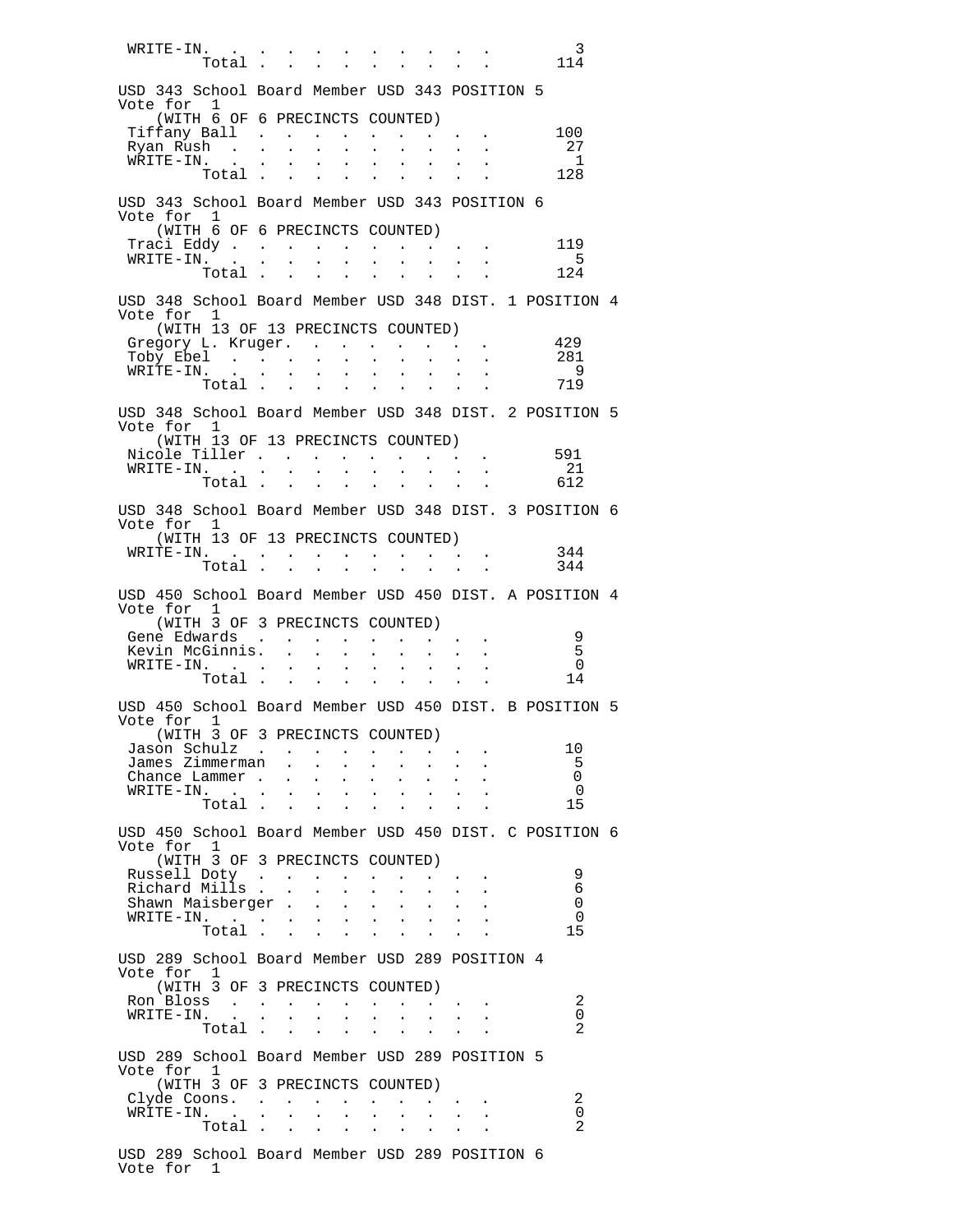| | |
|---|---|
| WRITE-IN | 3 |
| Total | 114 |

USD 343 School Board Member USD 343 POSITION 5
Vote for 1
(WITH 6 OF 6 PRECINCTS COUNTED)

| Candidate | Votes |
|---|---|
| Tiffany Ball | 100 |
| Ryan Rush | 27 |
| WRITE-IN | 1 |
| Total | 128 |

USD 343 School Board Member USD 343 POSITION 6
Vote for 1
(WITH 6 OF 6 PRECINCTS COUNTED)

| Candidate | Votes |
|---|---|
| Traci Eddy | 119 |
| WRITE-IN | 5 |
| Total | 124 |

USD 348 School Board Member USD 348 DIST. 1 POSITION 4
Vote for 1
(WITH 13 OF 13 PRECINCTS COUNTED)

| Candidate | Votes |
|---|---|
| Gregory L. Kruger | 429 |
| Toby Ebel | 281 |
| WRITE-IN | 9 |
| Total | 719 |

USD 348 School Board Member USD 348 DIST. 2 POSITION 5
Vote for 1
(WITH 13 OF 13 PRECINCTS COUNTED)

| Candidate | Votes |
|---|---|
| Nicole Tiller | 591 |
| WRITE-IN | 21 |
| Total | 612 |

USD 348 School Board Member USD 348 DIST. 3 POSITION 6
Vote for 1
(WITH 13 OF 13 PRECINCTS COUNTED)

| Candidate | Votes |
|---|---|
| WRITE-IN | 344 |
| Total | 344 |

USD 450 School Board Member USD 450 DIST. A POSITION 4
Vote for 1
(WITH 3 OF 3 PRECINCTS COUNTED)

| Candidate | Votes |
|---|---|
| Gene Edwards | 9 |
| Kevin McGinnis | 5 |
| WRITE-IN | 0 |
| Total | 14 |

USD 450 School Board Member USD 450 DIST. B POSITION 5
Vote for 1
(WITH 3 OF 3 PRECINCTS COUNTED)

| Candidate | Votes |
|---|---|
| Jason Schulz | 10 |
| James Zimmerman | 5 |
| Chance Lammer | 0 |
| WRITE-IN | 0 |
| Total | 15 |

USD 450 School Board Member USD 450 DIST. C POSITION 6
Vote for 1
(WITH 3 OF 3 PRECINCTS COUNTED)

| Candidate | Votes |
|---|---|
| Russell Doty | 9 |
| Richard Mills | 6 |
| Shawn Maisberger | 0 |
| WRITE-IN | 0 |
| Total | 15 |

USD 289 School Board Member USD 289 POSITION 4
Vote for 1
(WITH 3 OF 3 PRECINCTS COUNTED)

| Candidate | Votes |
|---|---|
| Ron Bloss | 2 |
| WRITE-IN | 0 |
| Total | 2 |

USD 289 School Board Member USD 289 POSITION 5
Vote for 1
(WITH 3 OF 3 PRECINCTS COUNTED)

| Candidate | Votes |
|---|---|
| Clyde Coons | 2 |
| WRITE-IN | 0 |
| Total | 2 |

USD 289 School Board Member USD 289 POSITION 6
Vote for 1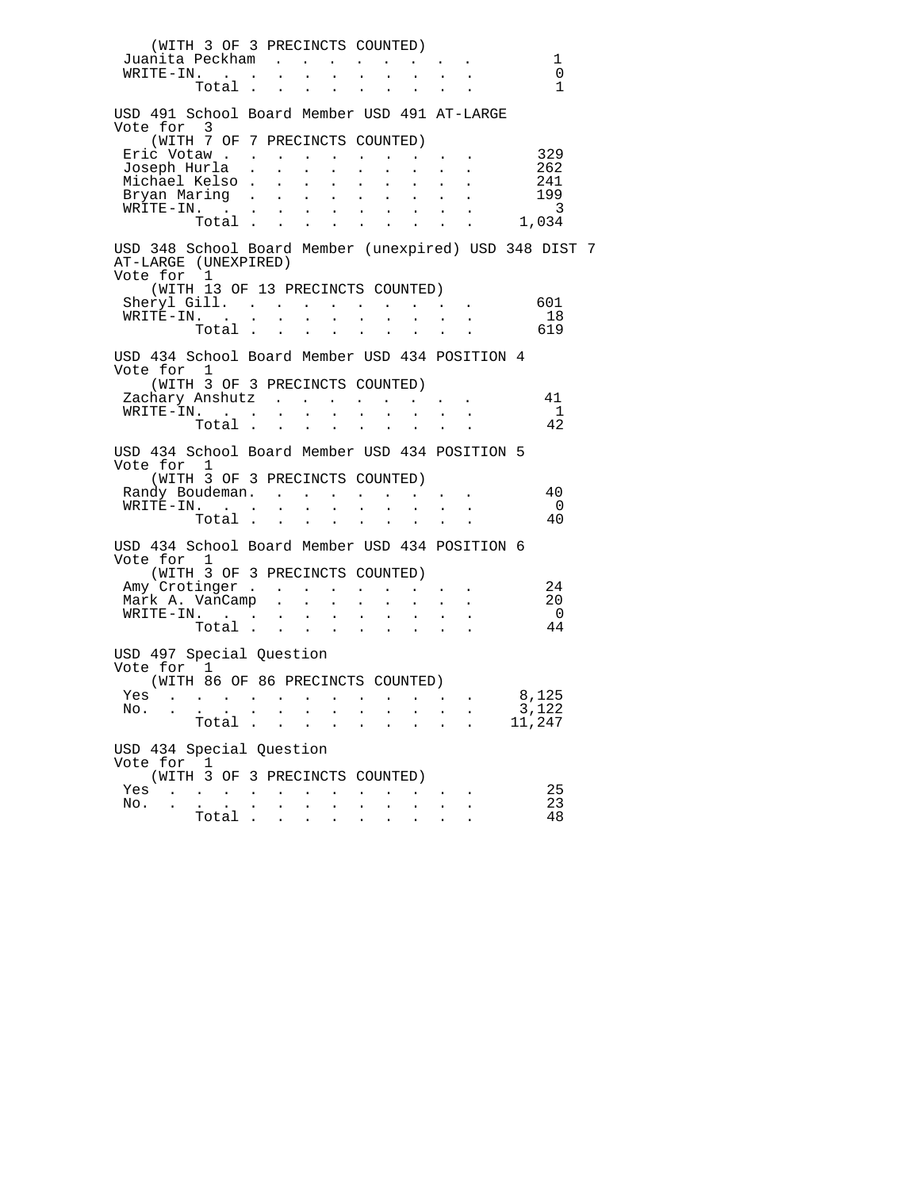(WITH 3 OF 3 PRECINCTS COUNTED)

| | |
|---|---|
| Juanita Peckham | 1 |
| WRITE-IN. | 0 |
| Total | 1 |

USD 491 School Board Member USD 491 AT-LARGE
Vote for 3
(WITH 7 OF 7 PRECINCTS COUNTED)

| | |
|---|---|
| Eric Votaw | 329 |
| Joseph Hurla | 262 |
| Michael Kelso | 241 |
| Bryan Maring | 199 |
| WRITE-IN. | 3 |
| Total | 1,034 |

USD 348 School Board Member (unexpired) USD 348 DIST 7 AT-LARGE (UNEXPIRED)
Vote for 1
(WITH 13 OF 13 PRECINCTS COUNTED)

| | |
|---|---|
| Sheryl Gill. | 601 |
| WRITE-IN. | 18 |
| Total | 619 |

USD 434 School Board Member USD 434 POSITION 4
Vote for 1
(WITH 3 OF 3 PRECINCTS COUNTED)

| | |
|---|---|
| Zachary Anshutz | 41 |
| WRITE-IN. | 1 |
| Total | 42 |

USD 434 School Board Member USD 434 POSITION 5
Vote for 1
(WITH 3 OF 3 PRECINCTS COUNTED)

| | |
|---|---|
| Randy Boudeman. | 40 |
| WRITE-IN. | 0 |
| Total | 40 |

USD 434 School Board Member USD 434 POSITION 6
Vote for 1
(WITH 3 OF 3 PRECINCTS COUNTED)

| | |
|---|---|
| Amy Crotinger | 24 |
| Mark A. VanCamp | 20 |
| WRITE-IN. | 0 |
| Total | 44 |

USD 497 Special Question
Vote for 1
(WITH 86 OF 86 PRECINCTS COUNTED)

| | |
|---|---|
| Yes | 8,125 |
| No. | 3,122 |
| Total | 11,247 |

USD 434 Special Question
Vote for 1
(WITH 3 OF 3 PRECINCTS COUNTED)

| | |
|---|---|
| Yes | 25 |
| No. | 23 |
| Total | 48 |